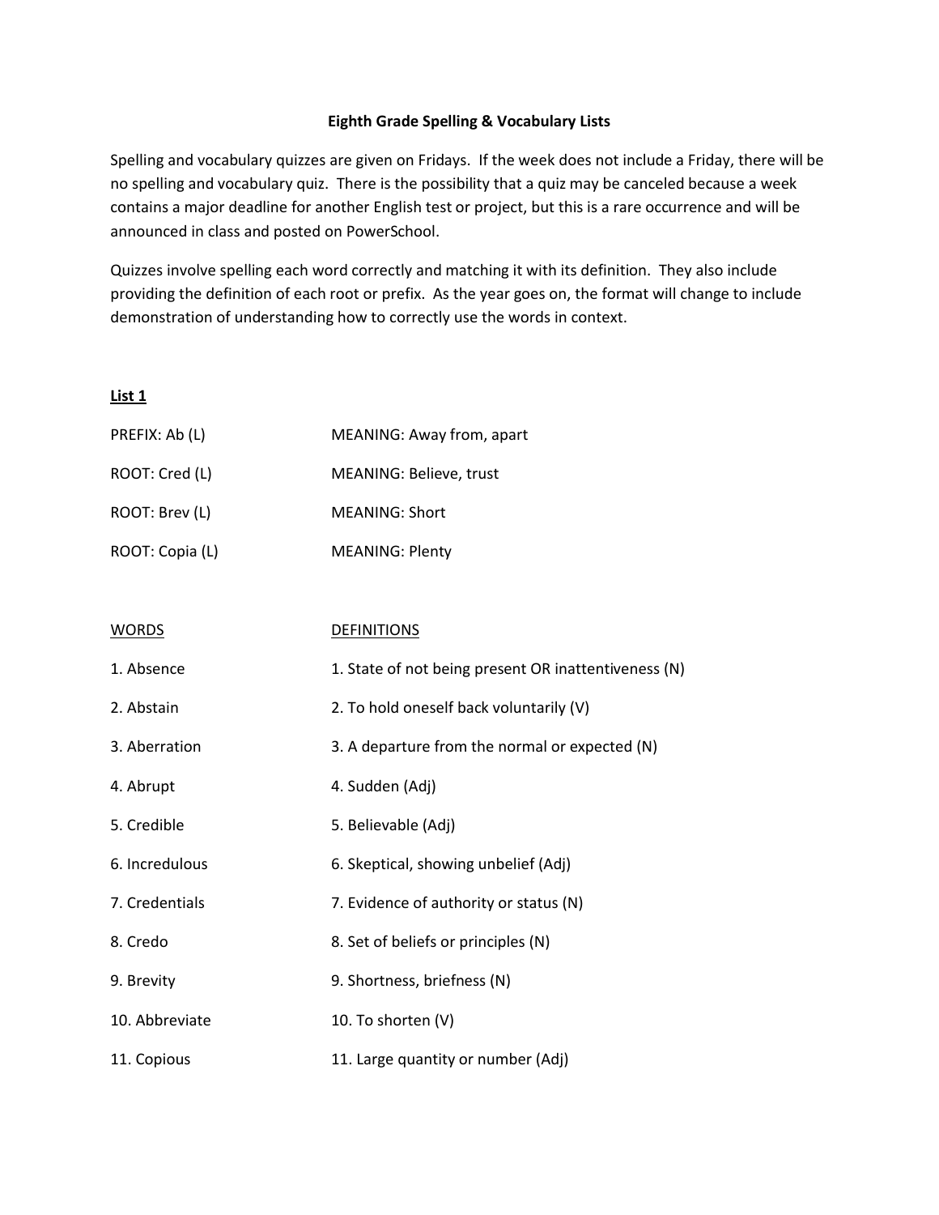# Eighth Grade Spelling & Vocabulary Lists

Spelling and vocabulary quizzes are given on Fridays. If the week does not include a Friday, there will be no spelling and vocabulary quiz. There is the possibility that a quiz may be canceled because a week contains a major deadline for another English test or project, but this is a rare occurrence and will be announced in class and posted on PowerSchool.

Quizzes involve spelling each word correctly and matching it with its definition. They also include providing the definition of each root or prefix. As the year goes on, the format will change to include demonstration of understanding how to correctly use the words in context.

## List 1

| | |
|---|---|
| PREFIX: Ab (L) | MEANING: Away from, apart |
| ROOT: Cred (L) | MEANING: Believe, trust |
| ROOT: Brev (L) | MEANING: Short |
| ROOT: Copia (L) | MEANING: Plenty |

| WORDS | DEFINITIONS |
|---|---|
| 1. Absence | 1. State of not being present OR inattentiveness (N) |
| 2. Abstain | 2. To hold oneself back voluntarily (V) |
| 3. Aberration | 3. A departure from the normal or expected (N) |
| 4. Abrupt | 4. Sudden (Adj) |
| 5. Credible | 5. Believable (Adj) |
| 6. Incredulous | 6. Skeptical, showing unbelief (Adj) |
| 7. Credentials | 7. Evidence of authority or status (N) |
| 8. Credo | 8. Set of beliefs or principles (N) |
| 9. Brevity | 9. Shortness, briefness (N) |
| 10. Abbreviate | 10. To shorten (V) |
| 11. Copious | 11. Large quantity or number (Adj) |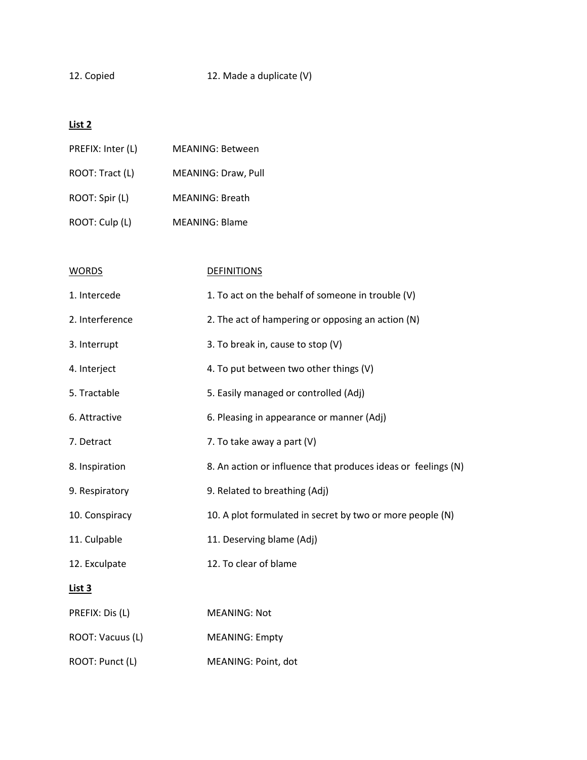| | |
|---|---|
| 12. Copied | 12. Made a duplicate (V) |

**List 2**

| | |
|---|---|
| PREFIX: Inter (L) | MEANING: Between |
| ROOT: Tract (L) | MEANING: Draw, Pull |
| ROOT: Spir (L) | MEANING: Breath |
| ROOT: Culp (L) | MEANING: Blame |

| WORDS | DEFINITIONS |
|---|---|
| 1. Intercede | 1. To act on the behalf of someone in trouble (V) |
| 2. Interference | 2. The act of hampering or opposing an action (N) |
| 3. Interrupt | 3. To break in, cause to stop (V) |
| 4. Interject | 4. To put between two other things (V) |
| 5. Tractable | 5. Easily managed or controlled (Adj) |
| 6. Attractive | 6. Pleasing in appearance or manner (Adj) |
| 7. Detract | 7. To take away a part (V) |
| 8. Inspiration | 8. An action or influence that produces ideas or feelings (N) |
| 9. Respiratory | 9. Related to breathing (Adj) |
| 10. Conspiracy | 10. A plot formulated in secret by two or more people (N) |
| 11. Culpable | 11. Deserving blame (Adj) |
| 12. Exculpate | 12. To clear of blame |

**List 3**

| | |
|---|---|
| PREFIX: Dis (L) | MEANING: Not |
| ROOT: Vacuus (L) | MEANING: Empty |
| ROOT: Punct (L) | MEANING: Point, dot |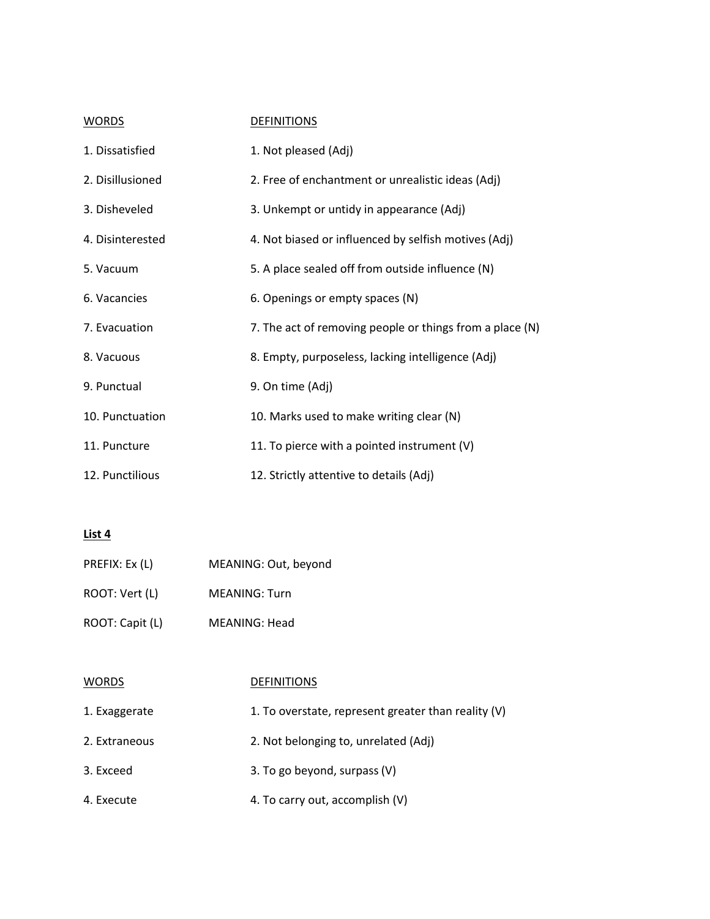| WORDS | DEFINITIONS |
| --- | --- |
| 1. Dissatisfied | 1. Not pleased (Adj) |
| 2. Disillusioned | 2. Free of enchantment or unrealistic ideas (Adj) |
| 3. Disheveled | 3. Unkempt or untidy in appearance (Adj) |
| 4. Disinterested | 4. Not biased or influenced by selfish motives (Adj) |
| 5. Vacuum | 5. A place sealed off from outside influence (N) |
| 6. Vacancies | 6. Openings or empty spaces (N) |
| 7. Evacuation | 7. The act of removing people or things from a place (N) |
| 8. Vacuous | 8. Empty, purposeless, lacking intelligence (Adj) |
| 9. Punctual | 9. On time (Adj) |
| 10. Punctuation | 10. Marks used to make writing clear (N) |
| 11. Puncture | 11. To pierce with a pointed instrument (V) |
| 12. Punctilious | 12. Strictly attentive to details (Adj) |

**List 4**

PREFIX: Ex (L) MEANING: Out, beyond

ROOT: Vert (L) MEANING: Turn

ROOT: Capit (L) MEANING: Head

| WORDS | DEFINITIONS |
| --- | --- |
| 1. Exaggerate | 1. To overstate, represent greater than reality (V) |
| 2. Extraneous | 2. Not belonging to, unrelated (Adj) |
| 3. Exceed | 3. To go beyond, surpass (V) |
| 4. Execute | 4. To carry out, accomplish (V) |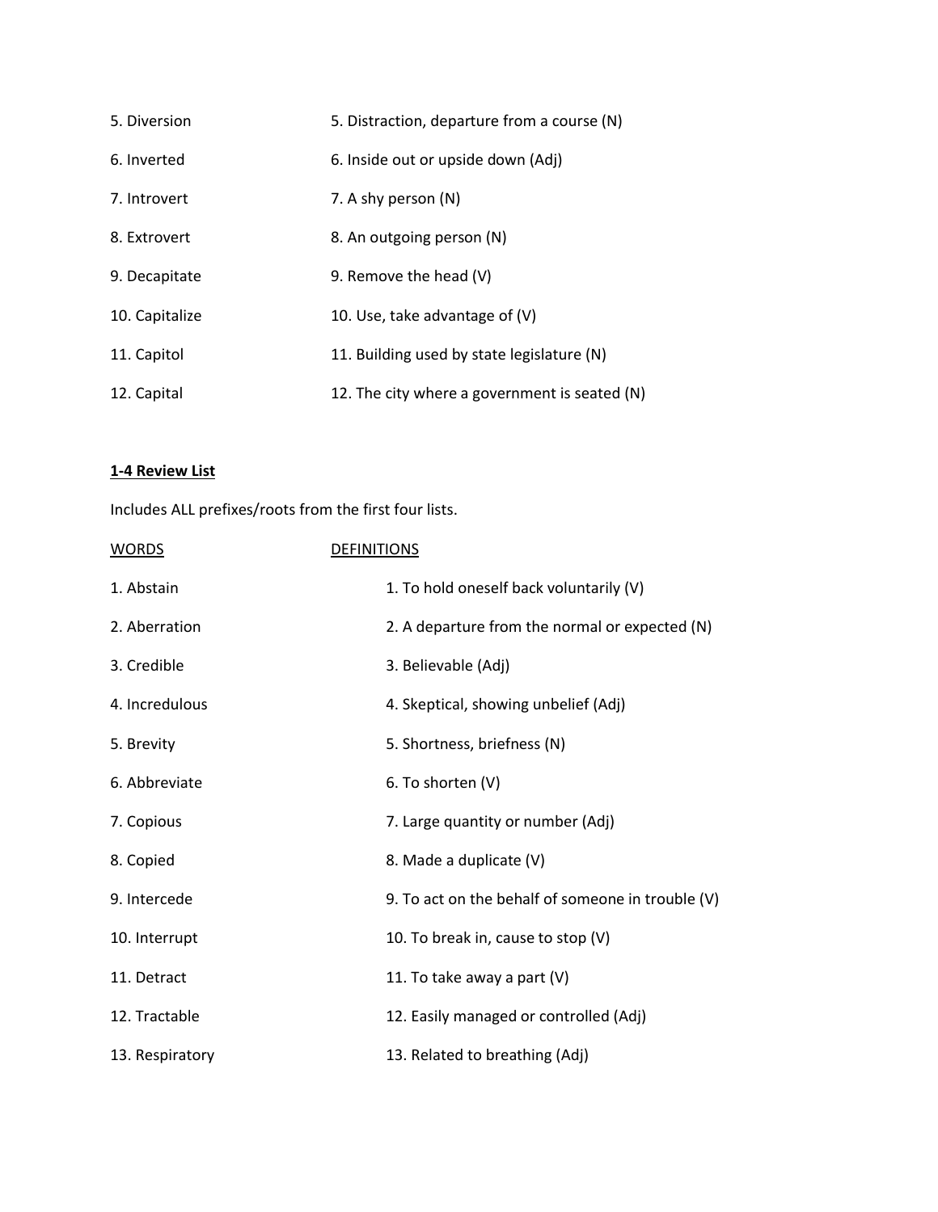| | |
|---|---|
| 5. Diversion | 5. Distraction, departure from a course (N) |
| 6. Inverted | 6. Inside out or upside down (Adj) |
| 7. Introvert | 7. A shy person (N) |
| 8. Extrovert | 8. An outgoing person (N) |
| 9. Decapitate | 9. Remove the head (V) |
| 10. Capitalize | 10. Use, take advantage of (V) |
| 11. Capitol | 11. Building used by state legislature (N) |
| 12. Capital | 12. The city where a government is seated (N) |

**1-4 Review List**

Includes ALL prefixes/roots from the first four lists.

| WORDS | DEFINITIONS |
|---|---|
| 1. Abstain | 1. To hold oneself back voluntarily (V) |
| 2. Aberration | 2. A departure from the normal or expected (N) |
| 3. Credible | 3. Believable (Adj) |
| 4. Incredulous | 4. Skeptical, showing unbelief (Adj) |
| 5. Brevity | 5. Shortness, briefness (N) |
| 6. Abbreviate | 6. To shorten (V) |
| 7. Copious | 7. Large quantity or number (Adj) |
| 8. Copied | 8. Made a duplicate (V) |
| 9. Intercede | 9. To act on the behalf of someone in trouble (V) |
| 10. Interrupt | 10. To break in, cause to stop (V) |
| 11. Detract | 11. To take away a part (V) |
| 12. Tractable | 12. Easily managed or controlled (Adj) |
| 13. Respiratory | 13. Related to breathing (Adj) |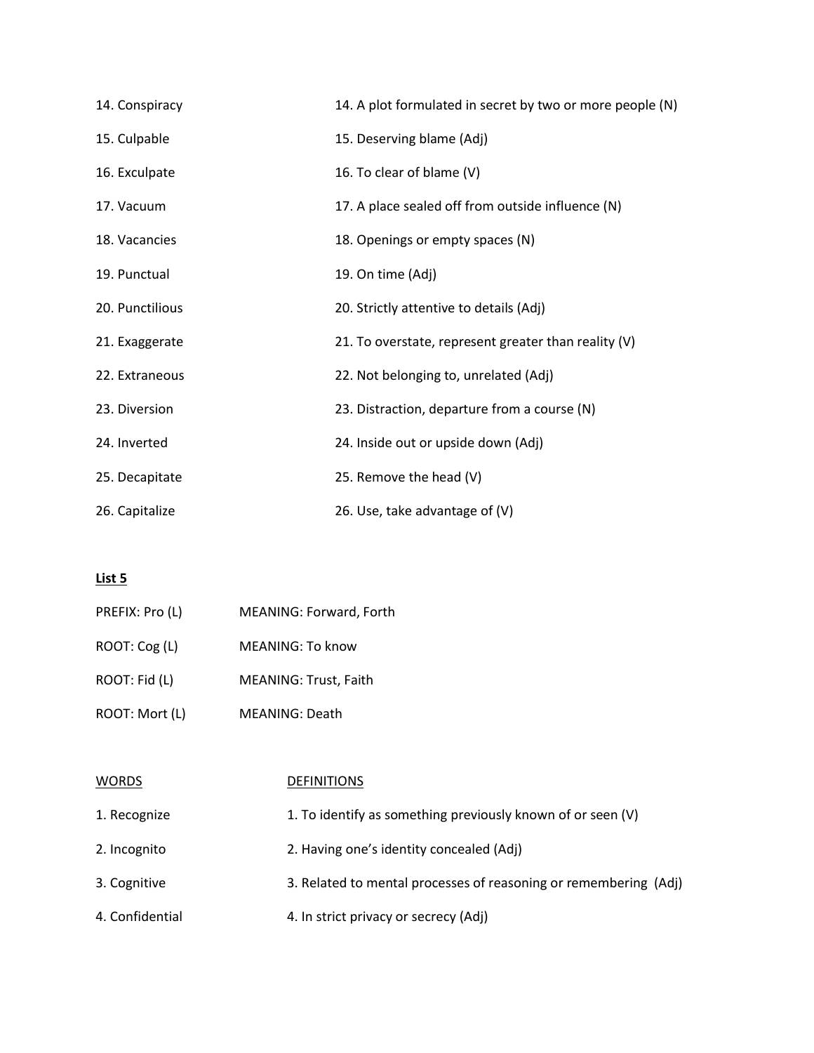| | |
|---|---|
| 14. Conspiracy | 14. A plot formulated in secret by two or more people (N) |
| 15. Culpable | 15. Deserving blame (Adj) |
| 16. Exculpate | 16. To clear of blame (V) |
| 17. Vacuum | 17. A place sealed off from outside influence (N) |
| 18. Vacancies | 18. Openings or empty spaces (N) |
| 19. Punctual | 19. On time (Adj) |
| 20. Punctilious | 20. Strictly attentive to details (Adj) |
| 21. Exaggerate | 21. To overstate, represent greater than reality (V) |
| 22. Extraneous | 22. Not belonging to, unrelated (Adj) |
| 23. Diversion | 23. Distraction, departure from a course (N) |
| 24. Inverted | 24. Inside out or upside down (Adj) |
| 25. Decapitate | 25. Remove the head (V) |
| 26. Capitalize | 26. Use, take advantage of (V) |

**List 5**

| | |
|---|---|
| PREFIX: Pro (L) | MEANING: Forward, Forth |
| ROOT: Cog (L) | MEANING: To know |
| ROOT: Fid (L) | MEANING: Trust, Faith |
| ROOT: Mort (L) | MEANING: Death |

| WORDS | DEFINITIONS |
|---|---|
| 1. Recognize | 1. To identify as something previously known of or seen (V) |
| 2. Incognito | 2. Having one's identity concealed (Adj) |
| 3. Cognitive | 3. Related to mental processes of reasoning or remembering (Adj) |
| 4. Confidential | 4. In strict privacy or secrecy (Adj) |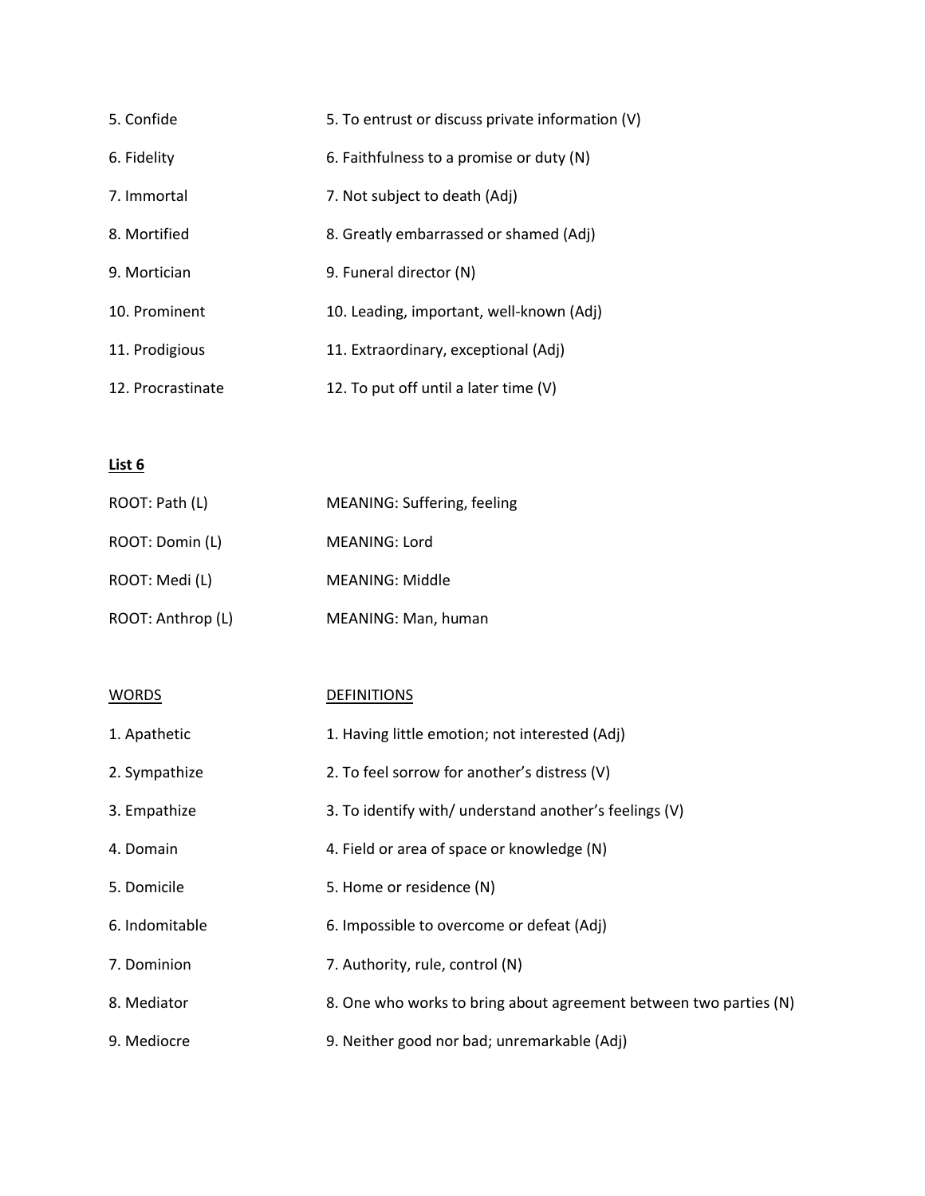| | |
|---|---|
| 5. Confide | 5. To entrust or discuss private information (V) |
| 6. Fidelity | 6. Faithfulness to a promise or duty (N) |
| 7. Immortal | 7. Not subject to death (Adj) |
| 8. Mortified | 8. Greatly embarrassed or shamed (Adj) |
| 9. Mortician | 9. Funeral director (N) |
| 10. Prominent | 10. Leading, important, well-known (Adj) |
| 11. Prodigious | 11. Extraordinary, exceptional (Adj) |
| 12. Procrastinate | 12. To put off until a later time (V) |

**List 6**

| | |
|---|---|
| ROOT: Path (L) | MEANING: Suffering, feeling |
| ROOT: Domin (L) | MEANING: Lord |
| ROOT: Medi (L) | MEANING: Middle |
| ROOT: Anthrop (L) | MEANING: Man, human |

| WORDS | DEFINITIONS |
|---|---|
| 1. Apathetic | 1. Having little emotion; not interested (Adj) |
| 2. Sympathize | 2. To feel sorrow for another's distress (V) |
| 3. Empathize | 3. To identify with/ understand another's feelings (V) |
| 4. Domain | 4. Field or area of space or knowledge (N) |
| 5. Domicile | 5. Home or residence (N) |
| 6. Indomitable | 6. Impossible to overcome or defeat (Adj) |
| 7. Dominion | 7. Authority, rule, control (N) |
| 8. Mediator | 8. One who works to bring about agreement between two parties (N) |
| 9. Mediocre | 9. Neither good nor bad; unremarkable (Adj) |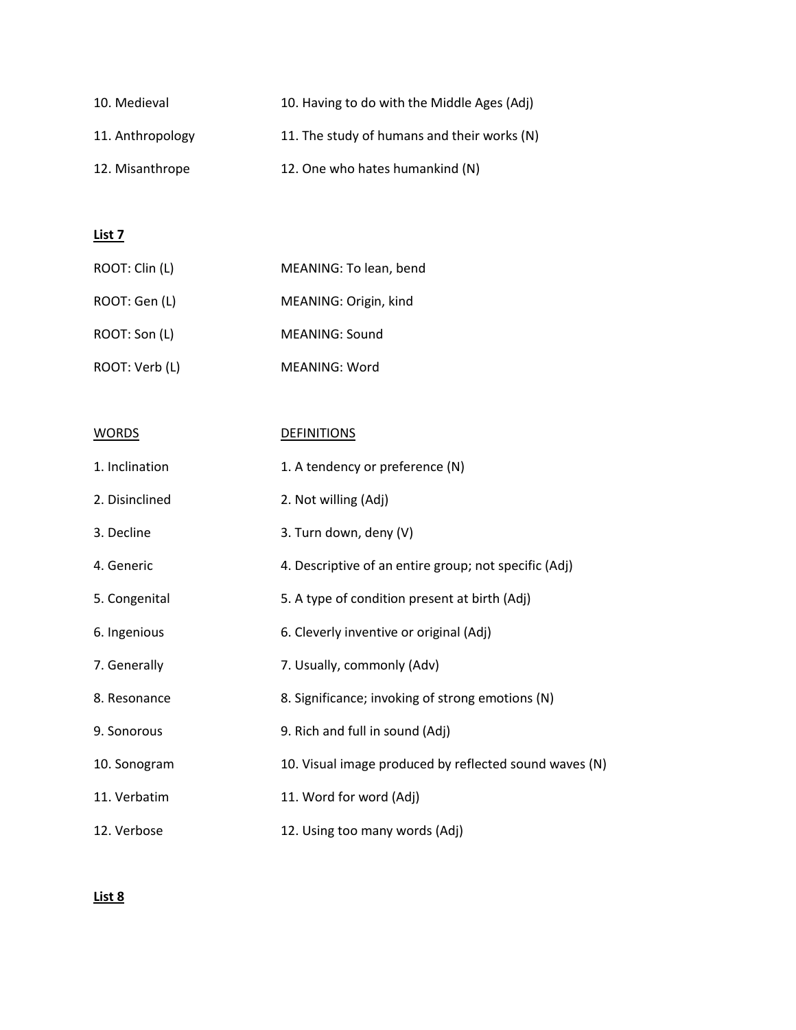| | |
|---|---|
| 10. Medieval | 10. Having to do with the Middle Ages (Adj) |
| 11. Anthropology | 11. The study of humans and their works (N) |
| 12. Misanthrope | 12. One who hates humankind (N) |

**List 7**

| | |
|---|---|
| ROOT: Clin (L) | MEANING: To lean, bend |
| ROOT: Gen (L) | MEANING: Origin, kind |
| ROOT: Son (L) | MEANING: Sound |
| ROOT: Verb (L) | MEANING: Word |

| WORDS | DEFINITIONS |
|---|---|
| 1. Inclination | 1. A tendency or preference (N) |
| 2. Disinclined | 2. Not willing (Adj) |
| 3. Decline | 3. Turn down, deny (V) |
| 4. Generic | 4. Descriptive of an entire group; not specific (Adj) |
| 5. Congenital | 5. A type of condition present at birth (Adj) |
| 6. Ingenious | 6. Cleverly inventive or original (Adj) |
| 7. Generally | 7. Usually, commonly (Adv) |
| 8. Resonance | 8. Significance; invoking of strong emotions (N) |
| 9. Sonorous | 9. Rich and full in sound (Adj) |
| 10. Sonogram | 10. Visual image produced by reflected sound waves (N) |
| 11. Verbatim | 11. Word for word (Adj) |
| 12. Verbose | 12. Using too many words (Adj) |

**List 8**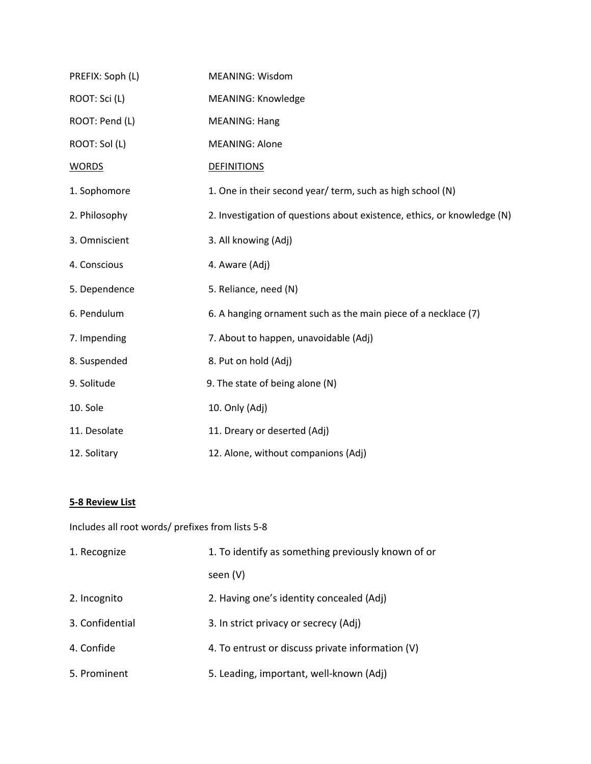| | |
|---|---|
| PREFIX: Soph (L) | MEANING: Wisdom |
| ROOT: Sci (L) | MEANING: Knowledge |
| ROOT: Pend (L) | MEANING: Hang |
| ROOT: Sol (L) | MEANING: Alone |
| <u>WORDS</u> | <u>DEFINITIONS</u> |
| 1. Sophomore | 1. One in their second year/ term, such as high school (N) |
| 2. Philosophy | 2. Investigation of questions about existence, ethics, or knowledge (N) |
| 3. Omniscient | 3. All knowing (Adj) |
| 4. Conscious | 4. Aware (Adj) |
| 5. Dependence | 5. Reliance, need (N) |
| 6. Pendulum | 6. A hanging ornament such as the main piece of a necklace (7) |
| 7. Impending | 7. About to happen, unavoidable (Adj) |
| 8. Suspended | 8. Put on hold (Adj) |
| 9. Solitude | 9. The state of being alone (N) |
| 10. Sole | 10. Only (Adj) |
| 11. Desolate | 11. Dreary or deserted (Adj) |
| 12. Solitary | 12. Alone, without companions (Adj) |

**<u>5-8 Review List</u>**

Includes all root words/ prefixes from lists 5-8

| | |
|---|---|
| 1. Recognize | 1. To identify as something previously known of or seen (V) |
| 2. Incognito | 2. Having one's identity concealed (Adj) |
| 3. Confidential | 3. In strict privacy or secrecy (Adj) |
| 4. Confide | 4. To entrust or discuss private information (V) |
| 5. Prominent | 5. Leading, important, well-known (Adj) |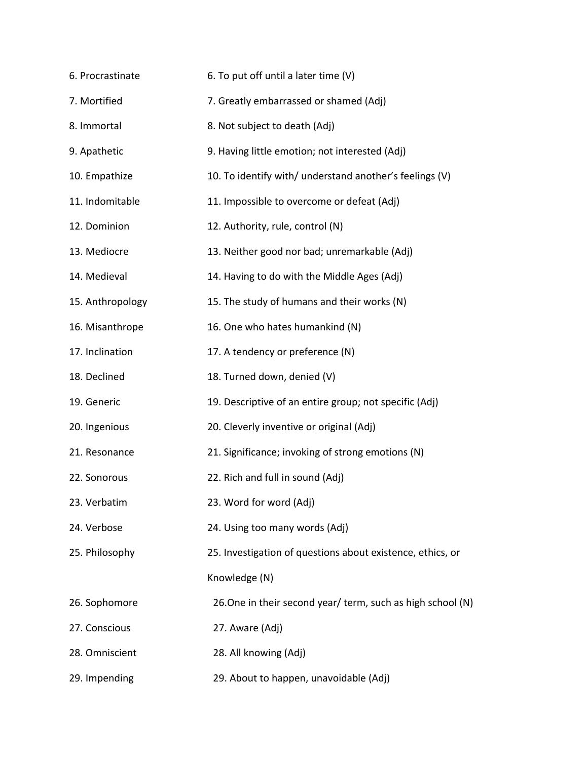| | |
|---|---|
| 6. Procrastinate | 6. To put off until a later time (V) |
| 7. Mortified | 7. Greatly embarrassed or shamed (Adj) |
| 8. Immortal | 8. Not subject to death (Adj) |
| 9. Apathetic | 9. Having little emotion; not interested (Adj) |
| 10. Empathize | 10. To identify with/ understand another's feelings (V) |
| 11. Indomitable | 11. Impossible to overcome or defeat (Adj) |
| 12. Dominion | 12. Authority, rule, control (N) |
| 13. Mediocre | 13. Neither good nor bad; unremarkable (Adj) |
| 14. Medieval | 14. Having to do with the Middle Ages (Adj) |
| 15. Anthropology | 15. The study of humans and their works (N) |
| 16. Misanthrope | 16. One who hates humankind (N) |
| 17. Inclination | 17. A tendency or preference (N) |
| 18. Declined | 18. Turned down, denied (V) |
| 19. Generic | 19. Descriptive of an entire group; not specific (Adj) |
| 20. Ingenious | 20. Cleverly inventive or original (Adj) |
| 21. Resonance | 21. Significance; invoking of strong emotions (N) |
| 22. Sonorous | 22. Rich and full in sound (Adj) |
| 23. Verbatim | 23. Word for word (Adj) |
| 24. Verbose | 24. Using too many words (Adj) |
| 25. Philosophy | 25. Investigation of questions about existence, ethics, or Knowledge (N) |
| 26. Sophomore | 26.One in their second year/ term, such as high school (N) |
| 27. Conscious | 27. Aware (Adj) |
| 28. Omniscient | 28. All knowing (Adj) |
| 29. Impending | 29. About to happen, unavoidable (Adj) |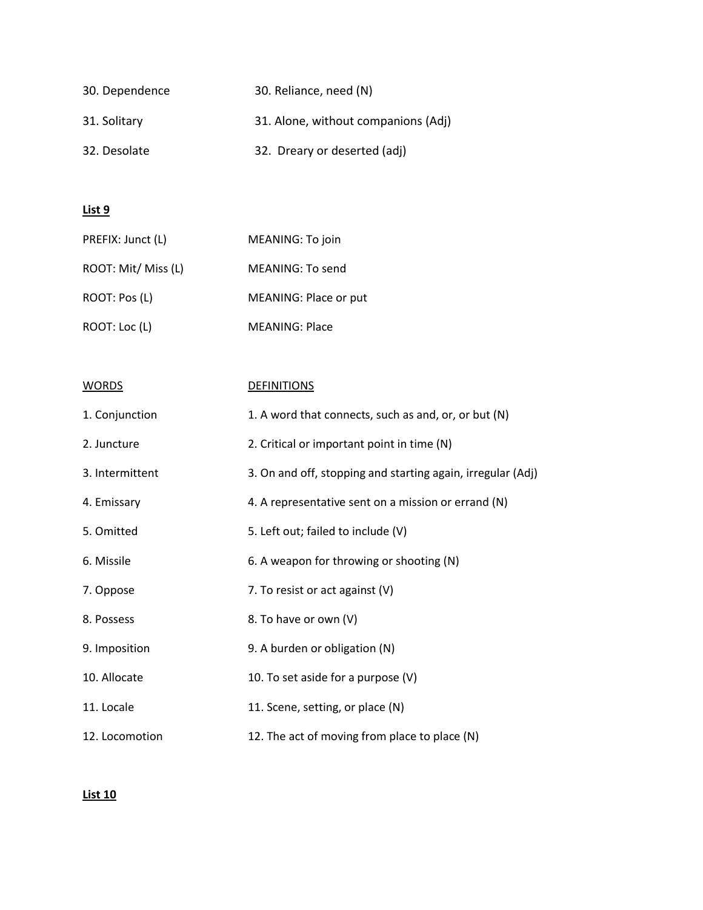| | |
|---|---|
| 30. Dependence | 30. Reliance, need (N) |
| 31. Solitary | 31. Alone, without companions (Adj) |
| 32. Desolate | 32. Dreary or deserted (adj) |

**List 9**

| | |
|---|---|
| PREFIX: Junct (L) | MEANING: To join |
| ROOT: Mit/ Miss (L) | MEANING: To send |
| ROOT: Pos (L) | MEANING: Place or put |
| ROOT: Loc (L) | MEANING: Place |

| WORDS | DEFINITIONS |
|---|---|
| 1. Conjunction | 1. A word that connects, such as and, or, or but (N) |
| 2. Juncture | 2. Critical or important point in time (N) |
| 3. Intermittent | 3. On and off, stopping and starting again, irregular (Adj) |
| 4. Emissary | 4. A representative sent on a mission or errand (N) |
| 5. Omitted | 5. Left out; failed to include (V) |
| 6. Missile | 6. A weapon for throwing or shooting (N) |
| 7. Oppose | 7. To resist or act against (V) |
| 8. Possess | 8. To have or own (V) |
| 9. Imposition | 9. A burden or obligation (N) |
| 10. Allocate | 10. To set aside for a purpose (V) |
| 11. Locale | 11. Scene, setting, or place (N) |
| 12. Locomotion | 12. The act of moving from place to place (N) |

**List 10**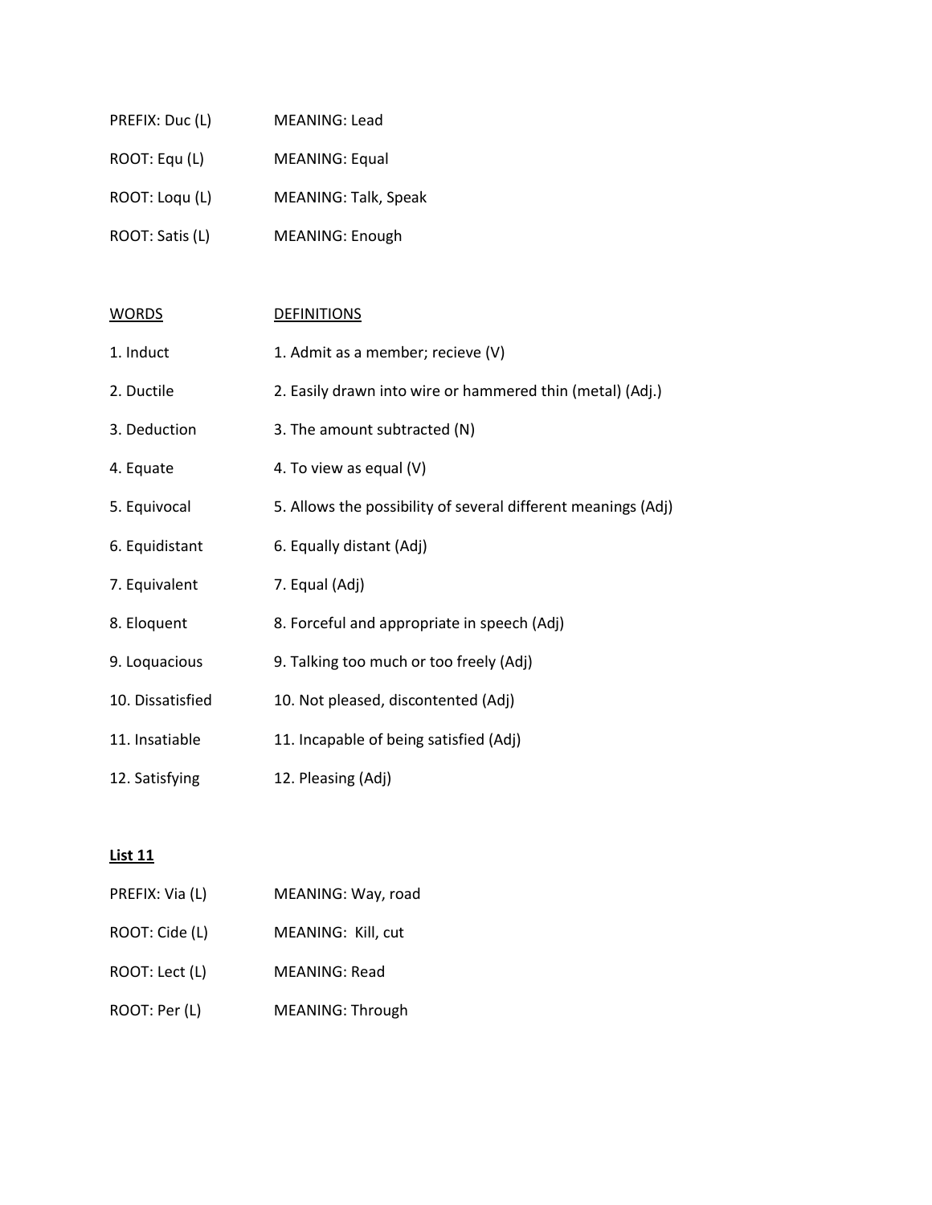| | |
|---|---|
| PREFIX: Duc (L) | MEANING: Lead |
| ROOT: Equ (L) | MEANING: Equal |
| ROOT: Loqu (L) | MEANING: Talk, Speak |
| ROOT: Satis (L) | MEANING: Enough |

| WORDS | DEFINITIONS |
|---|---|
| 1. Induct | 1. Admit as a member; recieve (V) |
| 2. Ductile | 2. Easily drawn into wire or hammered thin (metal) (Adj.) |
| 3. Deduction | 3. The amount subtracted (N) |
| 4. Equate | 4. To view as equal (V) |
| 5. Equivocal | 5. Allows the possibility of several different meanings (Adj) |
| 6. Equidistant | 6. Equally distant (Adj) |
| 7. Equivalent | 7. Equal (Adj) |
| 8. Eloquent | 8. Forceful and appropriate in speech (Adj) |
| 9. Loquacious | 9. Talking too much or too freely (Adj) |
| 10. Dissatisfied | 10. Not pleased, discontented (Adj) |
| 11. Insatiable | 11. Incapable of being satisfied (Adj) |
| 12. Satisfying | 12. Pleasing (Adj) |

**List 11**

| | |
|---|---|
| PREFIX: Via (L) | MEANING: Way, road |
| ROOT: Cide (L) | MEANING: Kill, cut |
| ROOT: Lect (L) | MEANING: Read |
| ROOT: Per (L) | MEANING: Through |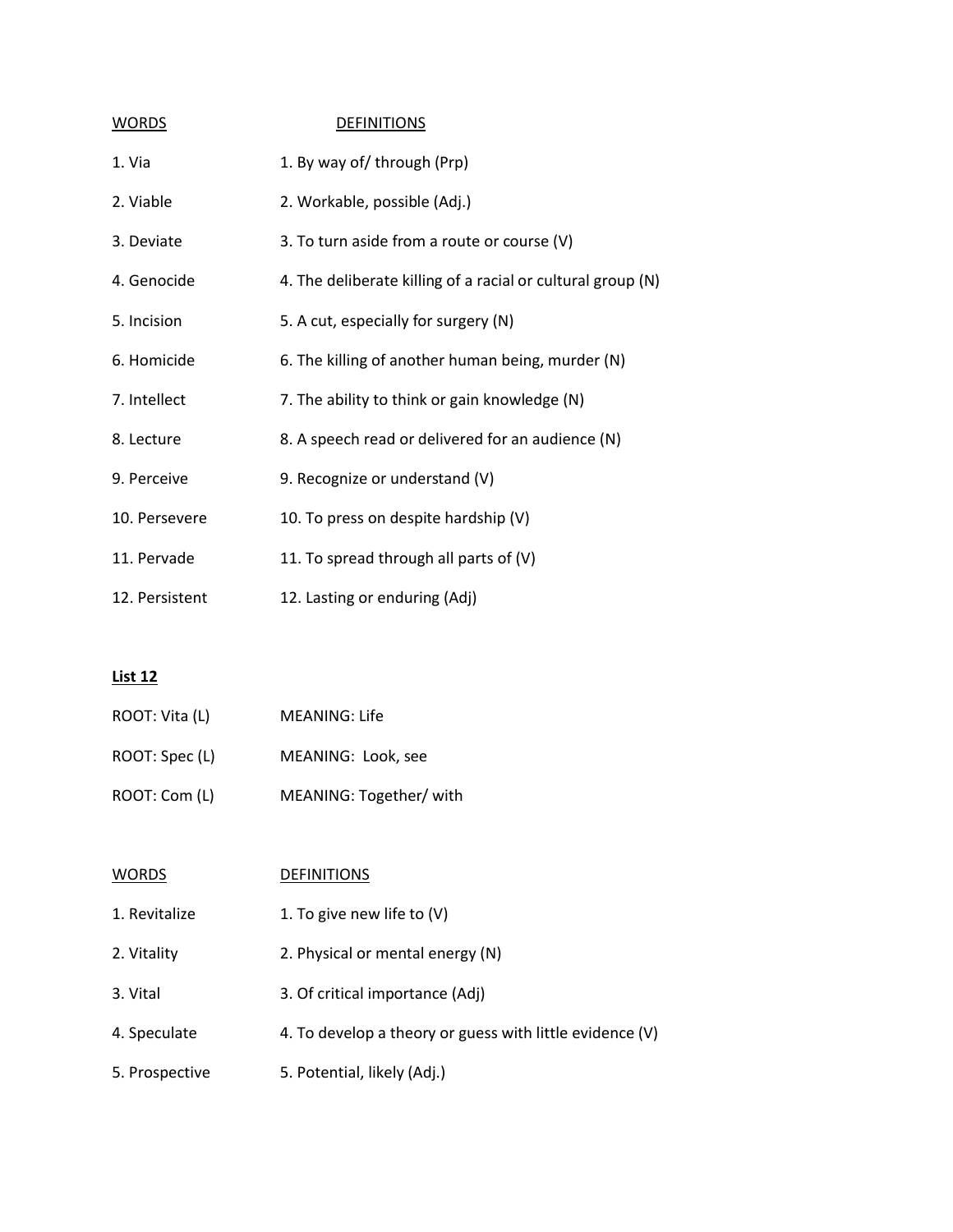| WORDS | DEFINITIONS |
|---|---|
| 1. Via | 1. By way of/ through (Prp) |
| 2. Viable | 2. Workable, possible (Adj.) |
| 3. Deviate | 3. To turn aside from a route or course (V) |
| 4. Genocide | 4. The deliberate killing of a racial or cultural group (N) |
| 5. Incision | 5. A cut, especially for surgery (N) |
| 6. Homicide | 6. The killing of another human being, murder (N) |
| 7. Intellect | 7. The ability to think or gain knowledge (N) |
| 8. Lecture | 8. A speech read or delivered for an audience (N) |
| 9. Perceive | 9. Recognize or understand (V) |
| 10. Persevere | 10. To press on despite hardship (V) |
| 11. Pervade | 11. To spread through all parts of (V) |
| 12. Persistent | 12. Lasting or enduring (Adj) |

**List 12**

ROOT: Vita (L) MEANING: Life

ROOT: Spec (L) MEANING: Look, see

ROOT: Com (L) MEANING: Together/ with

| WORDS | DEFINITIONS |
|---|---|
| 1. Revitalize | 1. To give new life to (V) |
| 2. Vitality | 2. Physical or mental energy (N) |
| 3. Vital | 3. Of critical importance (Adj) |
| 4. Speculate | 4. To develop a theory or guess with little evidence (V) |
| 5. Prospective | 5. Potential, likely (Adj.) |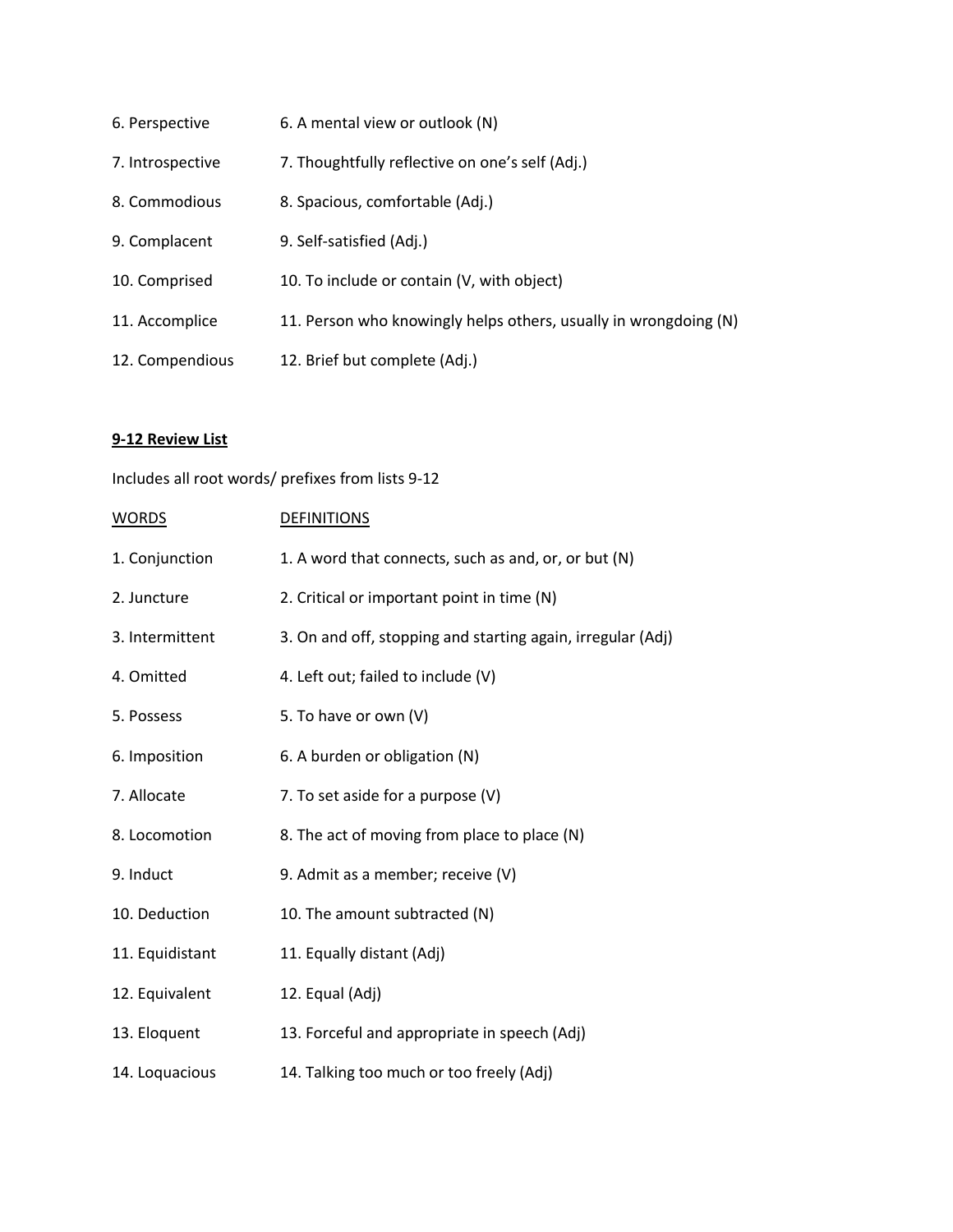| | |
|---|---|
| 6. Perspective | 6. A mental view or outlook (N) |
| 7. Introspective | 7. Thoughtfully reflective on one's self (Adj.) |
| 8. Commodious | 8. Spacious, comfortable (Adj.) |
| 9. Complacent | 9. Self-satisfied (Adj.) |
| 10. Comprised | 10. To include or contain (V, with object) |
| 11. Accomplice | 11. Person who knowingly helps others, usually in wrongdoing (N) |
| 12. Compendious | 12. Brief but complete (Adj.) |

**9-12 Review List**

Includes all root words/ prefixes from lists 9-12

| WORDS | DEFINITIONS |
|---|---|
| 1. Conjunction | 1. A word that connects, such as and, or, or but (N) |
| 2. Juncture | 2. Critical or important point in time (N) |
| 3. Intermittent | 3. On and off, stopping and starting again, irregular (Adj) |
| 4. Omitted | 4. Left out; failed to include (V) |
| 5. Possess | 5. To have or own (V) |
| 6. Imposition | 6. A burden or obligation (N) |
| 7. Allocate | 7. To set aside for a purpose (V) |
| 8. Locomotion | 8. The act of moving from place to place (N) |
| 9. Induct | 9. Admit as a member; receive (V) |
| 10. Deduction | 10. The amount subtracted (N) |
| 11. Equidistant | 11. Equally distant (Adj) |
| 12. Equivalent | 12. Equal (Adj) |
| 13. Eloquent | 13. Forceful and appropriate in speech (Adj) |
| 14. Loquacious | 14. Talking too much or too freely (Adj) |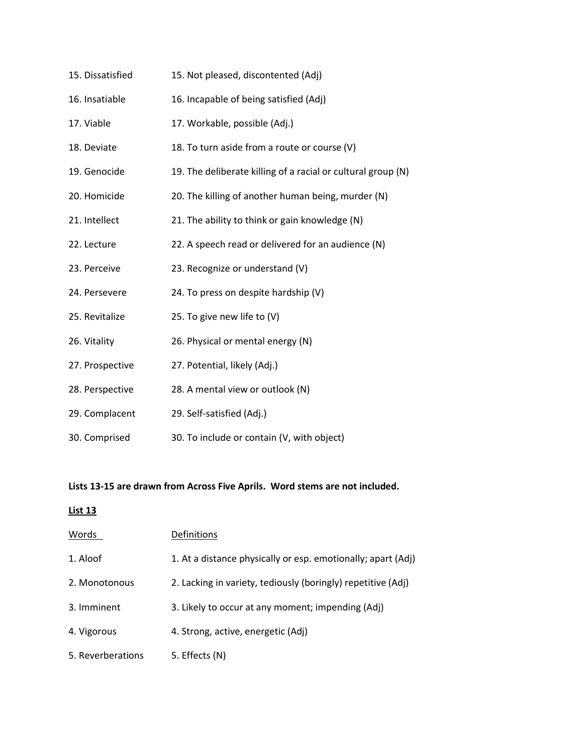| | |
|---|---|
| 15. Dissatisfied | 15. Not pleased, discontented (Adj) |
| 16. Insatiable | 16. Incapable of being satisfied (Adj) |
| 17. Viable | 17. Workable, possible (Adj.) |
| 18. Deviate | 18. To turn aside from a route or course (V) |
| 19. Genocide | 19. The deliberate killing of a racial or cultural group (N) |
| 20. Homicide | 20. The killing of another human being, murder (N) |
| 21. Intellect | 21. The ability to think or gain knowledge (N) |
| 22. Lecture | 22. A speech read or delivered for an audience (N) |
| 23. Perceive | 23. Recognize or understand (V) |
| 24. Persevere | 24. To press on despite hardship (V) |
| 25. Revitalize | 25. To give new life to (V) |
| 26. Vitality | 26. Physical or mental energy (N) |
| 27. Prospective | 27. Potential, likely (Adj.) |
| 28. Perspective | 28. A mental view or outlook (N) |
| 29. Complacent | 29. Self-satisfied (Adj.) |
| 30. Comprised | 30. To include or contain (V, with object) |

**Lists 13-15 are drawn from Across Five Aprils. Word stems are not included.**

**<u>List 13</u>**

| <u>Words</u> | <u>Definitions</u> |
|---|---|
| 1. Aloof | 1. At a distance physically or esp. emotionally; apart (Adj) |
| 2. Monotonous | 2. Lacking in variety, tediously (boringly) repetitive (Adj) |
| 3. Imminent | 3. Likely to occur at any moment; impending (Adj) |
| 4. Vigorous | 4. Strong, active, energetic (Adj) |
| 5. Reverberations | 5. Effects (N) |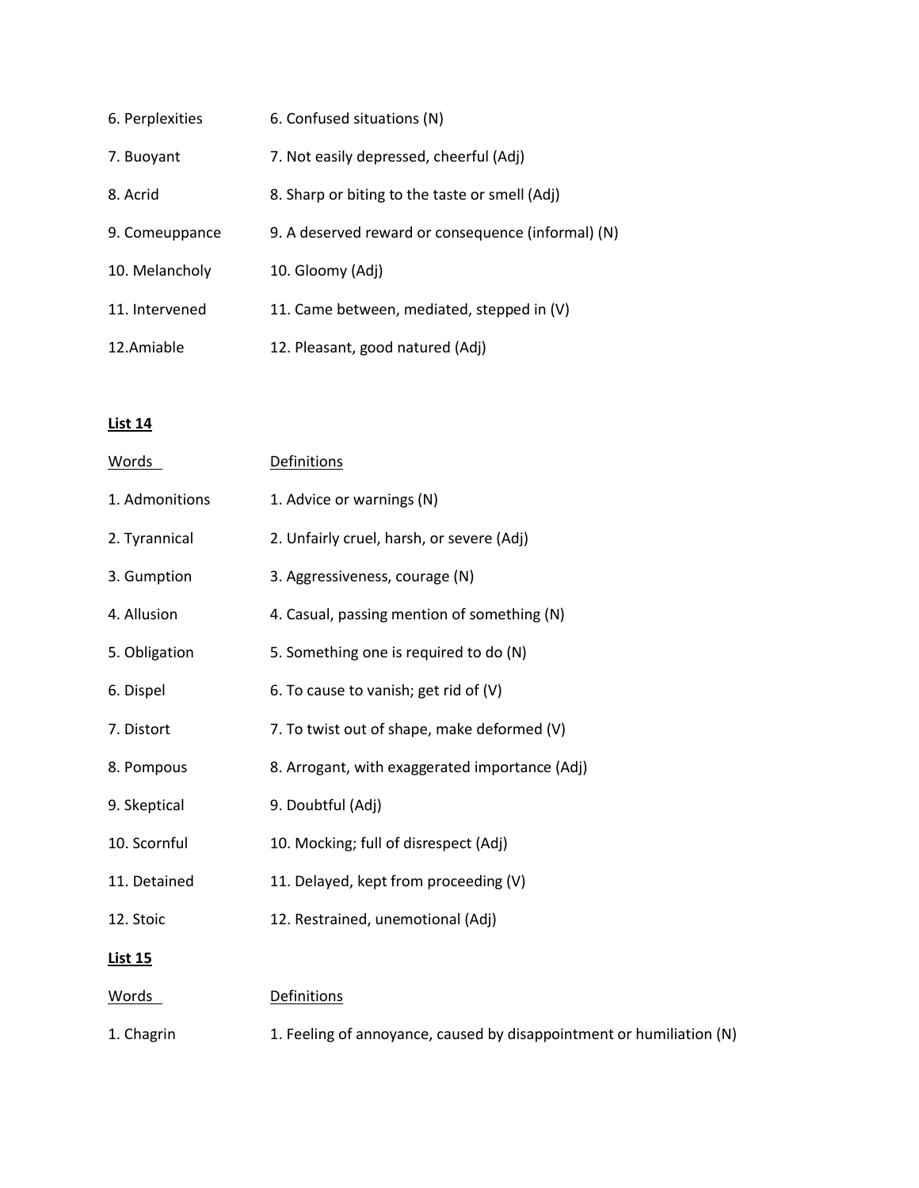| | |
|---|---|
| 6. Perplexities | 6. Confused situations (N) |
| 7. Buoyant | 7. Not easily depressed, cheerful (Adj) |
| 8. Acrid | 8. Sharp or biting to the taste or smell (Adj) |
| 9. Comeuppance | 9. A deserved reward or consequence (informal) (N) |
| 10. Melancholy | 10. Gloomy (Adj) |
| 11. Intervened | 11. Came between, mediated, stepped in (V) |
| 12.Amiable | 12. Pleasant, good natured (Adj) |

**List 14**

| Words | Definitions |
|---|---|
| 1. Admonitions | 1. Advice or warnings (N) |
| 2. Tyrannical | 2. Unfairly cruel, harsh, or severe (Adj) |
| 3. Gumption | 3. Aggressiveness, courage (N) |
| 4. Allusion | 4. Casual, passing mention of something (N) |
| 5. Obligation | 5. Something one is required to do (N) |
| 6. Dispel | 6. To cause to vanish; get rid of (V) |
| 7. Distort | 7. To twist out of shape, make deformed (V) |
| 8. Pompous | 8. Arrogant, with exaggerated importance (Adj) |
| 9. Skeptical | 9. Doubtful (Adj) |
| 10. Scornful | 10. Mocking; full of disrespect (Adj) |
| 11. Detained | 11. Delayed, kept from proceeding (V) |
| 12. Stoic | 12. Restrained, unemotional (Adj) |

**List 15**

| Words | Definitions |
|---|---|
| 1. Chagrin | 1. Feeling of annoyance, caused by disappointment or humiliation (N) |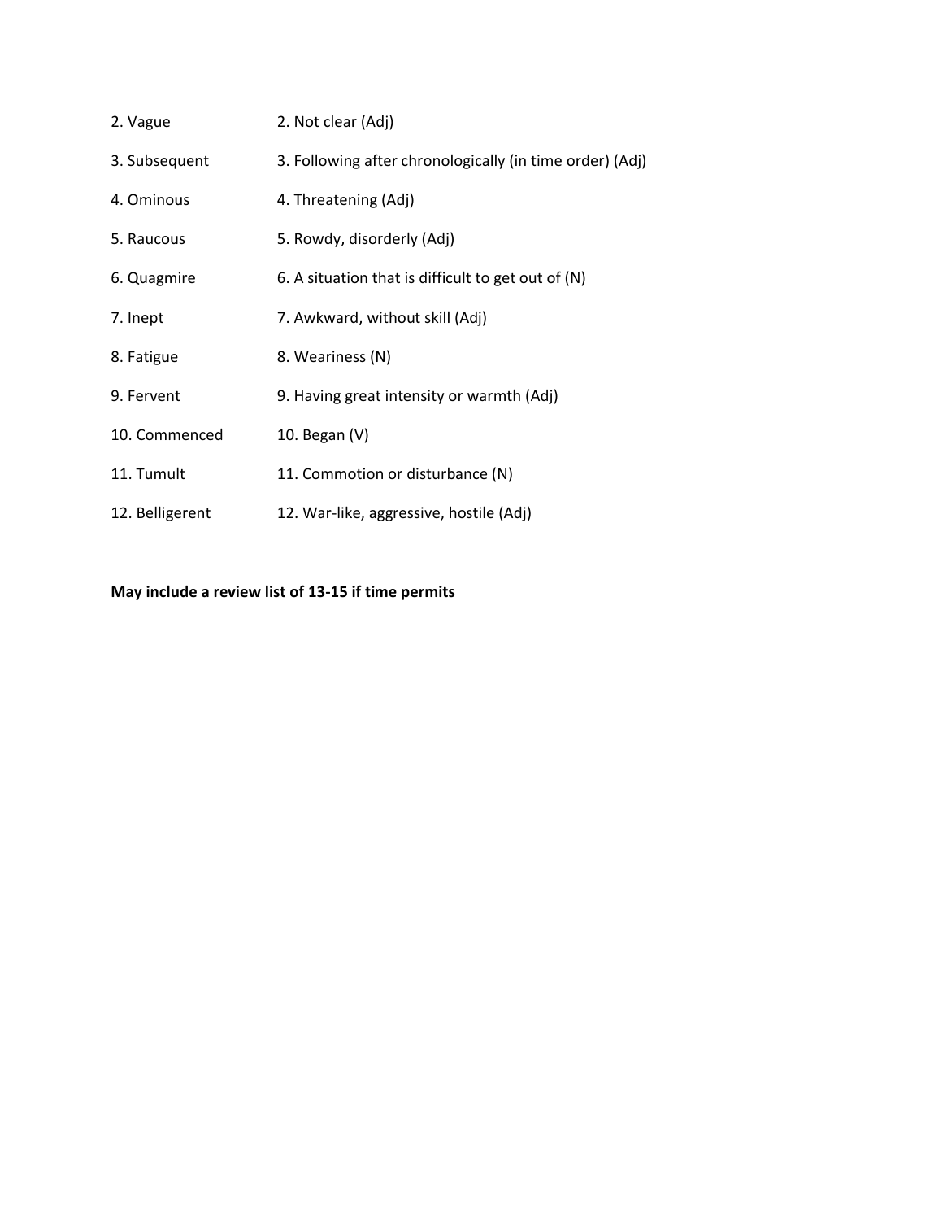| | |
|---|---|
| 2. Vague | 2. Not clear (Adj) |
| 3. Subsequent | 3. Following after chronologically (in time order) (Adj) |
| 4. Ominous | 4. Threatening (Adj) |
| 5. Raucous | 5. Rowdy, disorderly (Adj) |
| 6. Quagmire | 6. A situation that is difficult to get out of (N) |
| 7. Inept | 7. Awkward, without skill (Adj) |
| 8. Fatigue | 8. Weariness (N) |
| 9. Fervent | 9. Having great intensity or warmth (Adj) |
| 10. Commenced | 10. Began (V) |
| 11. Tumult | 11. Commotion or disturbance (N) |
| 12. Belligerent | 12. War-like, aggressive, hostile (Adj) |

**May include a review list of 13-15 if time permits**